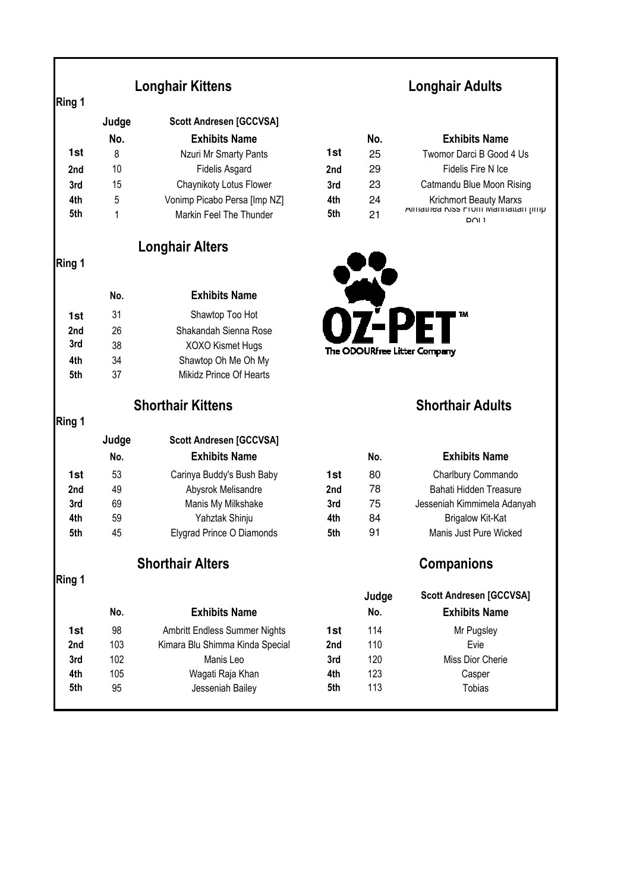## Longhair Kittens

**Ring 1**

| | Judge | Scott Andresen [GCCVSA] |
|---|---|---|
| | **No.** | **Exhibits Name** |
| **1st** | 8 | Nzuri Mr Smarty Pants |
| **2nd** | 10 | Fidelis Asgard |
| **3rd** | 15 | Chaynikoty Lotus Flower |
| **4th** | 5 | Vonimp Picabo Persa [Imp NZ] |
| **5th** | 1 | Markin Feel The Thunder |

## Longhair Adults

| | No. | Exhibits Name |
|---|---|---|
| **1st** | 25 | Twomor Darci B Good 4 Us |
| **2nd** | 29 | Fidelis Fire N Ice |
| **3rd** | 23 | Catmandu Blue Moon Rising |
| **4th** | 24 | Krichmort Beauty Marxs |
| **5th** | 21 | Almathea Kiss From Manhattan [Imp POL] |

## Longhair Alters

**Ring 1**

| | No. | Exhibits Name |
|---|---|---|
| **1st** | 31 | Shawtop Too Hot |
| **2nd** | 26 | Shakandah Sienna Rose |
| **3rd** | 38 | XOXO Kismet Hugs |
| **4th** | 34 | Shawtop Oh Me Oh My |
| **5th** | 37 | Mikidz Prince Of Hearts |

OZ-PET™
The ODOURfree Litter Company

## Shorthair Kittens

**Ring 1**

| | Judge | Scott Andresen [GCCVSA] |
|---|---|---|
| | **No.** | **Exhibits Name** |
| **1st** | 53 | Carinya Buddy's Bush Baby |
| **2nd** | 49 | Abysrok Melisandre |
| **3rd** | 69 | Manis My Milkshake |
| **4th** | 59 | Yahztak Shinju |
| **5th** | 45 | Elygrad Prince O Diamonds |

## Shorthair Adults

| | No. | Exhibits Name |
|---|---|---|
| **1st** | 80 | Charlbury Commando |
| **2nd** | 78 | Bahati Hidden Treasure |
| **3rd** | 75 | Jesseniah Kimmimela Adanyah |
| **4th** | 84 | Brigalow Kit-Kat |
| **5th** | 91 | Manis Just Pure Wicked |

## Shorthair Alters

**Ring 1**

| | No. | Exhibits Name |
|---|---|---|
| **1st** | 98 | Ambritt Endless Summer Nights |
| **2nd** | 103 | Kimara Blu Shimma Kinda Special |
| **3rd** | 102 | Manis Leo |
| **4th** | 105 | Wagati Raja Khan |
| **5th** | 95 | Jesseniah Bailey |

## Companions

| | Judge | Scott Andresen [GCCVSA] |
|---|---|---|
| | **No.** | **Exhibits Name** |
| **1st** | 114 | Mr Pugsley |
| **2nd** | 110 | Evie |
| **3rd** | 120 | Miss Dior Cherie |
| **4th** | 123 | Casper |
| **5th** | 113 | Tobias |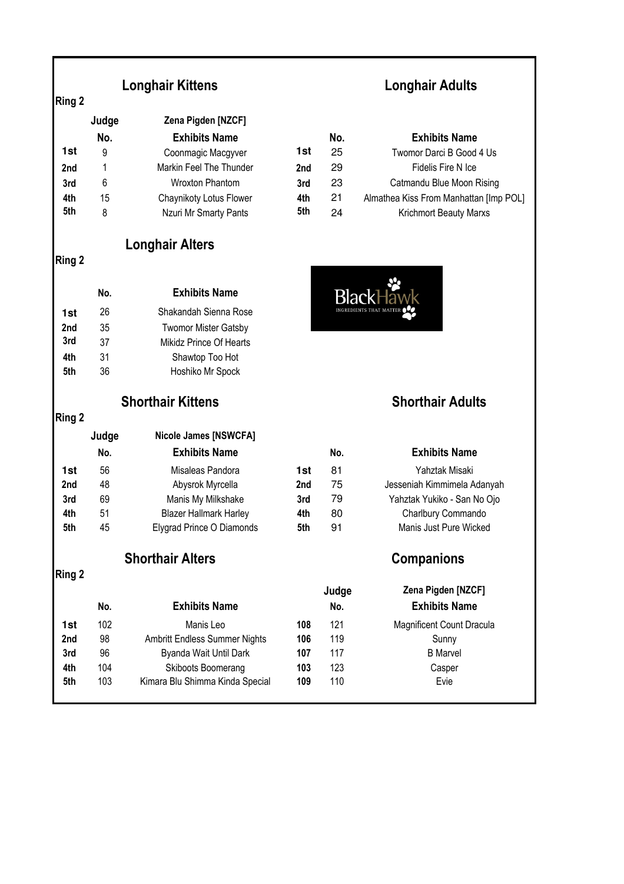## Ring 2

### Longhair Kittens

Judge: Zena Pigden [NZCF]

| | No. | Exhibits Name |
|---|---|---|
| 1st | 9 | Coonmagic Macgyver |
| 2nd | 1 | Markin Feel The Thunder |
| 3rd | 6 | Wroxton Phantom |
| 4th | 15 | Chaynikoty Lotus Flower |
| 5th | 8 | Nzuri Mr Smarty Pants |

### Longhair Adults

| | No. | Exhibits Name |
|---|---|---|
| 1st | 25 | Twomor Darci B Good 4 Us |
| 2nd | 29 | Fidelis Fire N Ice |
| 3rd | 23 | Catmandu Blue Moon Rising |
| 4th | 21 | Almathea Kiss From Manhattan [Imp POL] |
| 5th | 24 | Krichmort Beauty Marxs |

## Ring 2

### Longhair Alters

| | No. | Exhibits Name |
|---|---|---|
| 1st | 26 | Shakandah Sienna Rose |
| 2nd | 35 | Twomor Mister Gatsby |
| 3rd | 37 | Mikidz Prince Of Hearts |
| 4th | 31 | Shawtop Too Hot |
| 5th | 36 | Hoshiko Mr Spock |

BlackHawk
INGREDIENTS THAT MATTER

## Ring 2

### Shorthair Kittens

Judge: Nicole James [NSWCFA]

| | No. | Exhibits Name |
|---|---|---|
| 1st | 56 | Misaleas Pandora |
| 2nd | 48 | Abysrok Myrcella |
| 3rd | 69 | Manis My Milkshake |
| 4th | 51 | Blazer Hallmark Harley |
| 5th | 45 | Elygrad Prince O Diamonds |

### Shorthair Adults

| | No. | Exhibits Name |
|---|---|---|
| 1st | 81 | Yahztak Misaki |
| 2nd | 75 | Jesseniah Kimmimela Adanyah |
| 3rd | 79 | Yahztak Yukiko - San No Ojo |
| 4th | 80 | Charlbury Commando |
| 5th | 91 | Manis Just Pure Wicked |

## Ring 2

### Shorthair Alters

| | No. | Exhibits Name |
|---|---|---|
| 1st | 102 | Manis Leo |
| 2nd | 98 | Ambritt Endless Summer Nights |
| 3rd | 96 | Byanda Wait Until Dark |
| 4th | 104 | Skiboots Boomerang |
| 5th | 103 | Kimara Blu Shimma Kinda Special |

### Companions

Judge: Zena Pigden [NZCF]

| | No. | Exhibits Name |
|---|---|---|
| 108 | 121 | Magnificent Count Dracula |
| 106 | 119 | Sunny |
| 107 | 117 | B Marvel |
| 103 | 123 | Casper |
| 109 | 110 | Evie |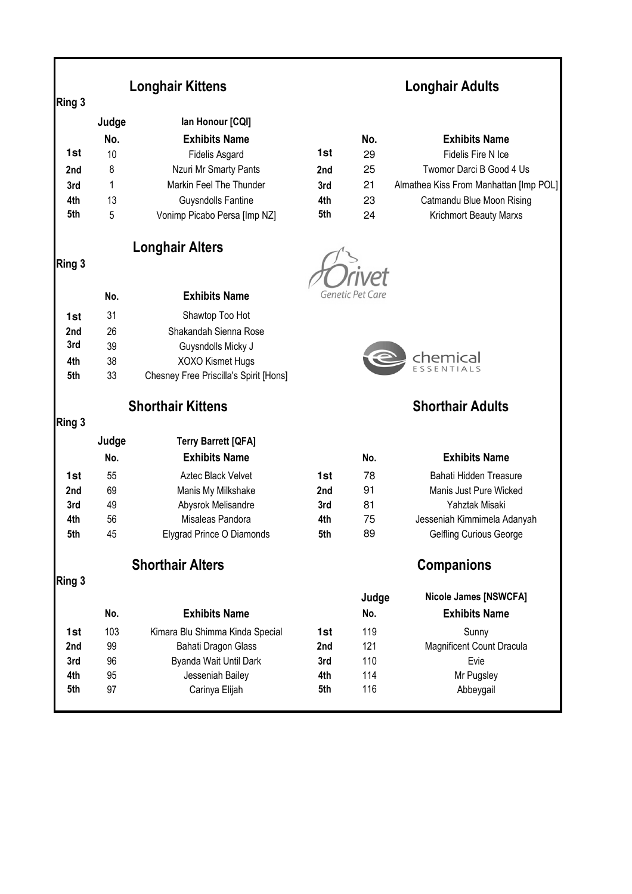## Longhair Kittens

**Ring 3**

**Judge:** Ian Honour [CQI]

| | No. | Exhibits Name |
|---|---|---|
| 1st | 10 | Fidelis Asgard |
| 2nd | 8 | Nzuri Mr Smarty Pants |
| 3rd | 1 | Markin Feel The Thunder |
| 4th | 13 | Guysndolls Fantine |
| 5th | 5 | Vonimp Picabo Persa [Imp NZ] |

## Longhair Adults

| | No. | Exhibits Name |
|---|---|---|
| 1st | 29 | Fidelis Fire N Ice |
| 2nd | 25 | Twomor Darci B Good 4 Us |
| 3rd | 21 | Almathea Kiss From Manhattan [Imp POL] |
| 4th | 23 | Catmandu Blue Moon Rising |
| 5th | 24 | Krichmort Beauty Marxs |

## Longhair Alters

**Ring 3**

| | No. | Exhibits Name |
|---|---|---|
| 1st | 31 | Shawtop Too Hot |
| 2nd | 26 | Shakandah Sienna Rose |
| 3rd | 39 | Guysndolls Micky J |
| 4th | 38 | XOXO Kismet Hugs |
| 5th | 33 | Chesney Free Priscilla's Spirit [Hons] |

Orivet Genetic Pet Care

chemical ESSENTIALS

## Shorthair Kittens

**Ring 3**

**Judge:** Terry Barrett [QFA]

| | No. | Exhibits Name |
|---|---|---|
| 1st | 55 | Aztec Black Velvet |
| 2nd | 69 | Manis My Milkshake |
| 3rd | 49 | Abysrok Melisandre |
| 4th | 56 | Misaleas Pandora |
| 5th | 45 | Elygrad Prince O Diamonds |

## Shorthair Adults

| | No. | Exhibits Name |
|---|---|---|
| 1st | 78 | Bahati Hidden Treasure |
| 2nd | 91 | Manis Just Pure Wicked |
| 3rd | 81 | Yahztak Misaki |
| 4th | 75 | Jesseniah Kimmimela Adanyah |
| 5th | 89 | Gelfling Curious George |

## Shorthair Alters

**Ring 3**

| | No. | Exhibits Name |
|---|---|---|
| 1st | 103 | Kimara Blu Shimma Kinda Special |
| 2nd | 99 | Bahati Dragon Glass |
| 3rd | 96 | Byanda Wait Until Dark |
| 4th | 95 | Jesseniah Bailey |
| 5th | 97 | Carinya Elijah |

## Companions

**Judge:** Nicole James [NSWCFA]

| | No. | Exhibits Name |
|---|---|---|
| 1st | 119 | Sunny |
| 2nd | 121 | Magnificent Count Dracula |
| 3rd | 110 | Evie |
| 4th | 114 | Mr Pugsley |
| 5th | 116 | Abbeygail |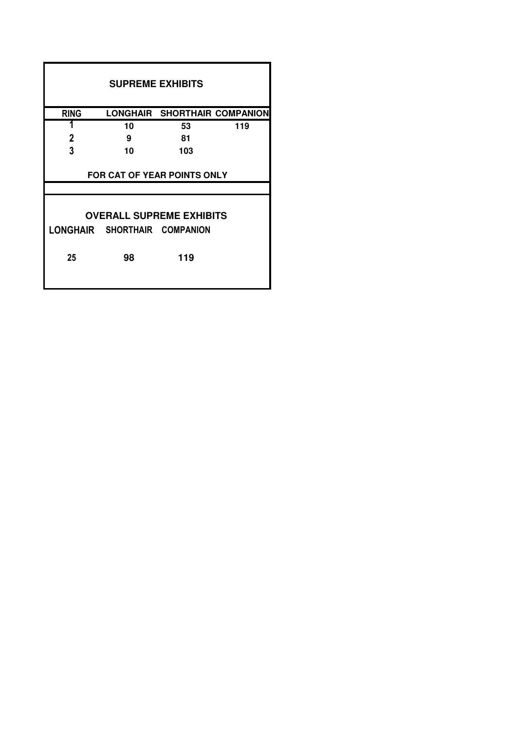## SUPREME EXHIBITS

| RING | LONGHAIR | SHORTHAIR | COMPANION |
|---|---|---|---|
| 1 | 10 | 53 | 119 |
| 2 | 9 | 81 | |
| 3 | 10 | 103 | |

FOR CAT OF YEAR POINTS ONLY

## OVERALL SUPREME EXHIBITS

| LONGHAIR | SHORTHAIR | COMPANION |
|---|---|---|
| 25 | 98 | 119 |